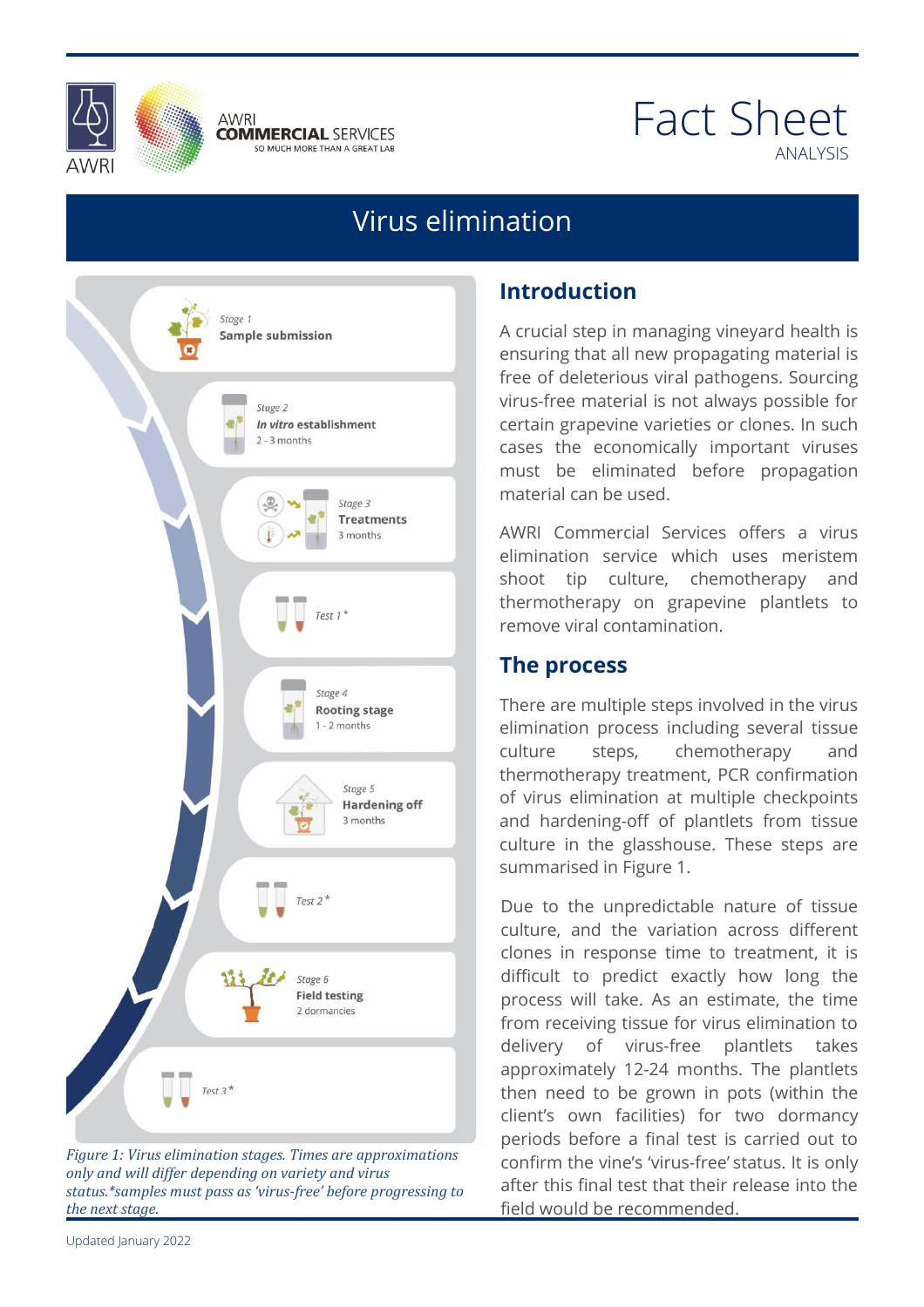AWRI

AWRI COMMERCIAL SERVICES
SO MUCH MORE THAN A GREAT LAB

# Fact Sheet
ANALYSIS

# Virus elimination

Stage 1
**Sample submission**

Stage 2
***In vitro* establishment**
2 - 3 months

Stage 3
**Treatments**
3 months

Test 1 *

Stage 4
**Rooting stage**
1 - 2 months

Stage 5
**Hardening off**
3 months

Test 2 *

Stage 6
**Field testing**
2 dormancies

Test 3 *

*Figure 1: Virus elimination stages. Times are approximations only and will differ depending on variety and virus status.*samples must pass as 'virus-free' before progressing to the next stage.*

## Introduction

A crucial step in managing vineyard health is ensuring that all new propagating material is free of deleterious viral pathogens. Sourcing virus-free material is not always possible for certain grapevine varieties or clones. In such cases the economically important viruses must be eliminated before propagation material can be used.

AWRI Commercial Services offers a virus elimination service which uses meristem shoot tip culture, chemotherapy and thermotherapy on grapevine plantlets to remove viral contamination.

## The process

There are multiple steps involved in the virus elimination process including several tissue culture steps, chemotherapy and thermotherapy treatment, PCR confirmation of virus elimination at multiple checkpoints and hardening-off of plantlets from tissue culture in the glasshouse. These steps are summarised in Figure 1.

Due to the unpredictable nature of tissue culture, and the variation across different clones in response time to treatment, it is difficult to predict exactly how long the process will take. As an estimate, the time from receiving tissue for virus elimination to delivery of virus-free plantlets takes approximately 12-24 months. The plantlets then need to be grown in pots (within the client's own facilities) for two dormancy periods before a final test is carried out to confirm the vine's 'virus-free' status. It is only after this final test that their release into the field would be recommended.

Updated January 2022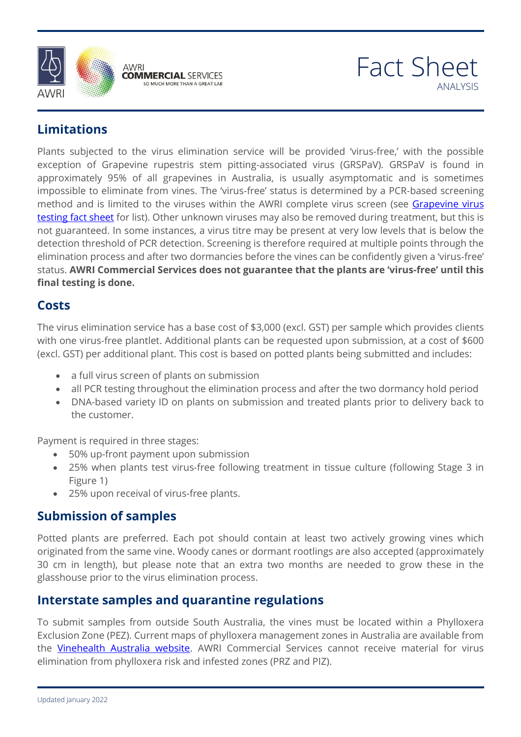## Limitations

Plants subjected to the virus elimination service will be provided 'virus-free,' with the possible exception of Grapevine rupestris stem pitting-associated virus (GRSPaV). GRSPaV is found in approximately 95% of all grapevines in Australia, is usually asymptomatic and is sometimes impossible to eliminate from vines. The 'virus-free' status is determined by a PCR-based screening method and is limited to the viruses within the AWRI complete virus screen (see [Grapevine virus testing fact sheet]() for list). Other unknown viruses may also be removed during treatment, but this is not guaranteed. In some instances, a virus titre may be present at very low levels that is below the detection threshold of PCR detection. Screening is therefore required at multiple points through the elimination process and after two dormancies before the vines can be confidently given a 'virus-free' status. **AWRI Commercial Services does not guarantee that the plants are 'virus-free' until this final testing is done.**

## Costs

The virus elimination service has a base cost of $3,000 (excl. GST) per sample which provides clients with one virus-free plantlet. Additional plants can be requested upon submission, at a cost of $600 (excl. GST) per additional plant. This cost is based on potted plants being submitted and includes:

- a full virus screen of plants on submission
- all PCR testing throughout the elimination process and after the two dormancy hold period
- DNA-based variety ID on plants on submission and treated plants prior to delivery back to the customer.

Payment is required in three stages:

- 50% up-front payment upon submission
- 25% when plants test virus-free following treatment in tissue culture (following Stage 3 in Figure 1)
- 25% upon receival of virus-free plants.

## Submission of samples

Potted plants are preferred. Each pot should contain at least two actively growing vines which originated from the same vine. Woody canes or dormant rootlings are also accepted (approximately 30 cm in length), but please note that an extra two months are needed to grow these in the glasshouse prior to the virus elimination process.

## Interstate samples and quarantine regulations

To submit samples from outside South Australia, the vines must be located within a Phylloxera Exclusion Zone (PEZ). Current maps of phylloxera management zones in Australia are available from the [Vinehealth Australia website](). AWRI Commercial Services cannot receive material for virus elimination from phylloxera risk and infested zones (PRZ and PIZ).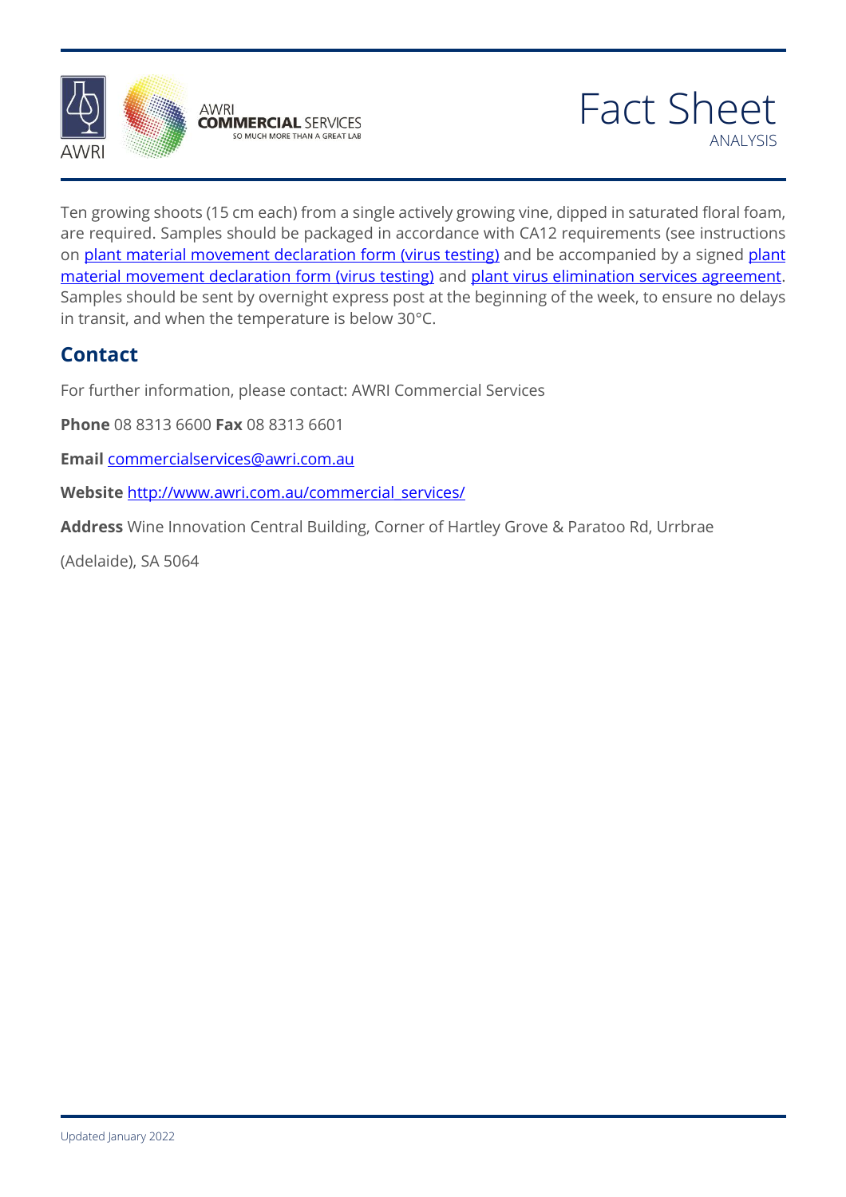Ten growing shoots (15 cm each) from a single actively growing vine, dipped in saturated floral foam, are required. Samples should be packaged in accordance with CA12 requirements (see instructions on plant material movement declaration form (virus testing) and be accompanied by a signed plant material movement declaration form (virus testing) and plant virus elimination services agreement. Samples should be sent by overnight express post at the beginning of the week, to ensure no delays in transit, and when the temperature is below 30°C.

## Contact

For further information, please contact: AWRI Commercial Services

**Phone** 08 8313 6600 **Fax** 08 8313 6601

**Email** commercialservices@awri.com.au

**Website** http://www.awri.com.au/commercial_services/

**Address** Wine Innovation Central Building, Corner of Hartley Grove & Paratoo Rd, Urrbrae

(Adelaide), SA 5064

Updated January 2022